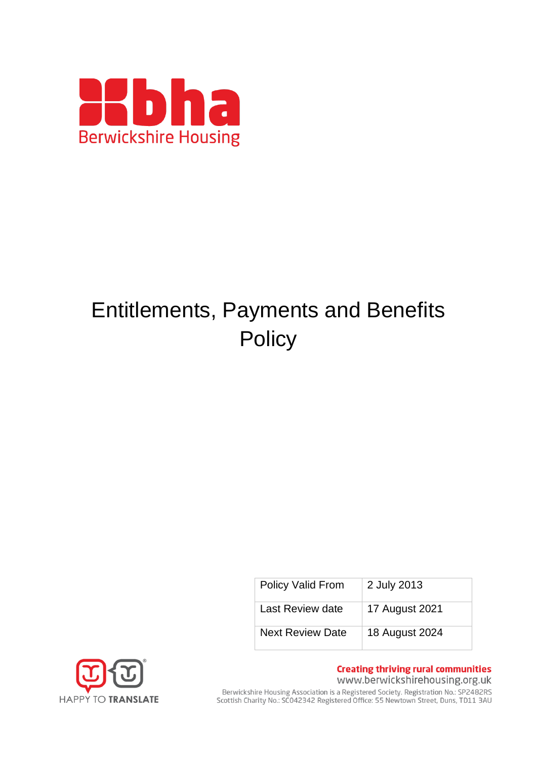bha Berwickshire Housing

# Entitlements, Payments and Benefits Policy

| Policy Valid From | 2 July 2013 |
|---|---|
| Last Review date | 17 August 2021 |
| Next Review Date | 18 August 2024 |

HAPPY TO TRANSLATE

**Creating thriving rural communities**
www.berwickshirehousing.org.uk
Berwickshire Housing Association is a Registered Society. Registration No.: SP2482RS
Scottish Charity No.: SC042342 Registered Office: 55 Newtown Street, Duns, TD11 3AU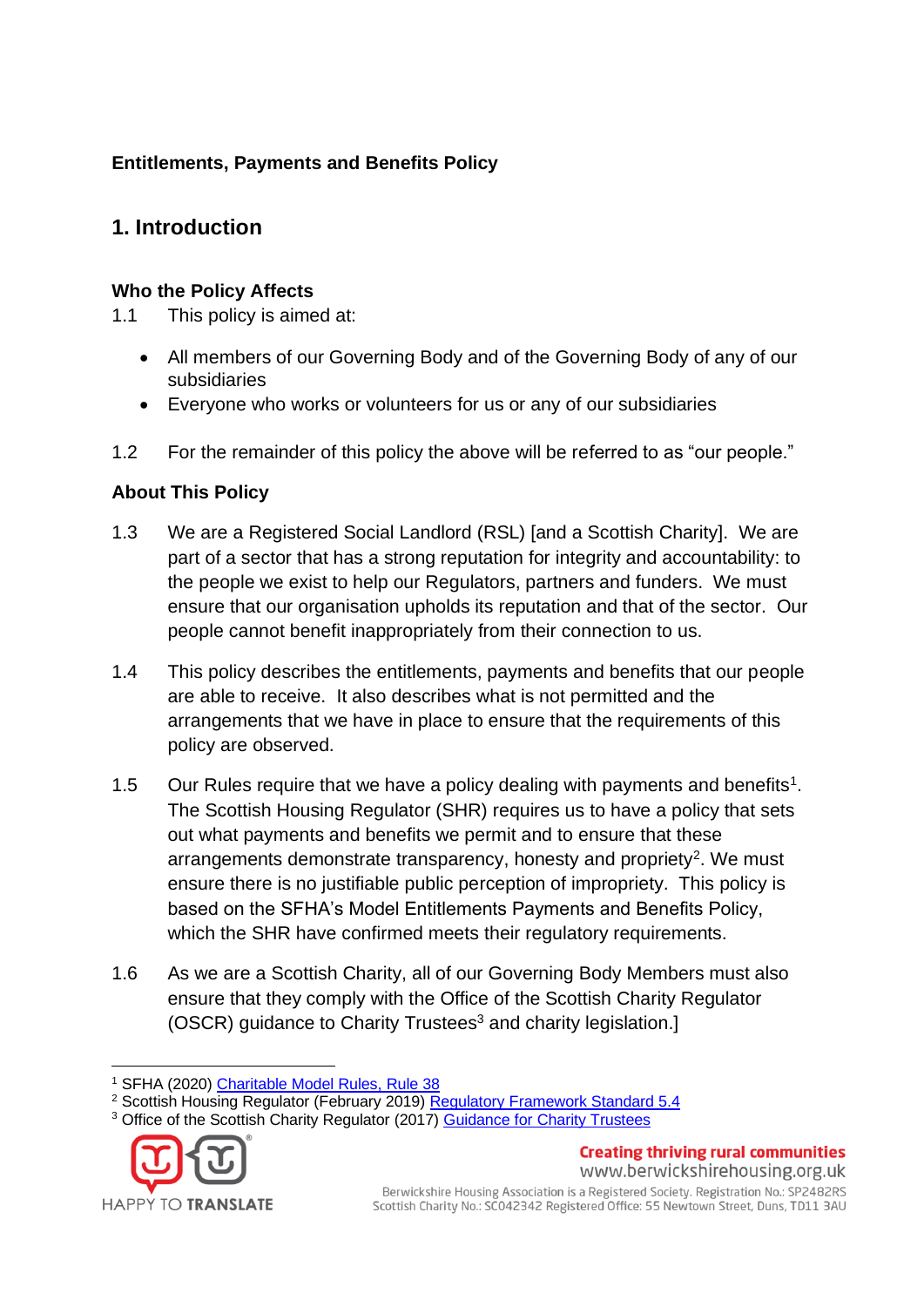**Entitlements, Payments and Benefits Policy**

## 1. Introduction

### Who the Policy Affects

1.1 This policy is aimed at:

- All members of our Governing Body and of the Governing Body of any of our subsidiaries
- Everyone who works or volunteers for us or any of our subsidiaries

1.2 For the remainder of this policy the above will be referred to as "our people."

### About This Policy

1.3 We are a Registered Social Landlord (RSL) [and a Scottish Charity]. We are part of a sector that has a strong reputation for integrity and accountability: to the people we exist to help our Regulators, partners and funders. We must ensure that our organisation upholds its reputation and that of the sector. Our people cannot benefit inappropriately from their connection to us.

1.4 This policy describes the entitlements, payments and benefits that our people are able to receive. It also describes what is not permitted and the arrangements that we have in place to ensure that the requirements of this policy are observed.

1.5 Our Rules require that we have a policy dealing with payments and benefits[1]. The Scottish Housing Regulator (SHR) requires us to have a policy that sets out what payments and benefits we permit and to ensure that these arrangements demonstrate transparency, honesty and propriety[2]. We must ensure there is no justifiable public perception of impropriety. This policy is based on the SFHA's Model Entitlements Payments and Benefits Policy, which the SHR have confirmed meets their regulatory requirements.

1.6 As we are a Scottish Charity, all of our Governing Body Members must also ensure that they comply with the Office of the Scottish Charity Regulator (OSCR) guidance to Charity Trustees[3] and charity legislation.]

---

[1] SFHA (2020) Charitable Model Rules, Rule 38
[2] Scottish Housing Regulator (February 2019) Regulatory Framework Standard 5.4
[3] Office of the Scottish Charity Regulator (2017) Guidance for Charity Trustees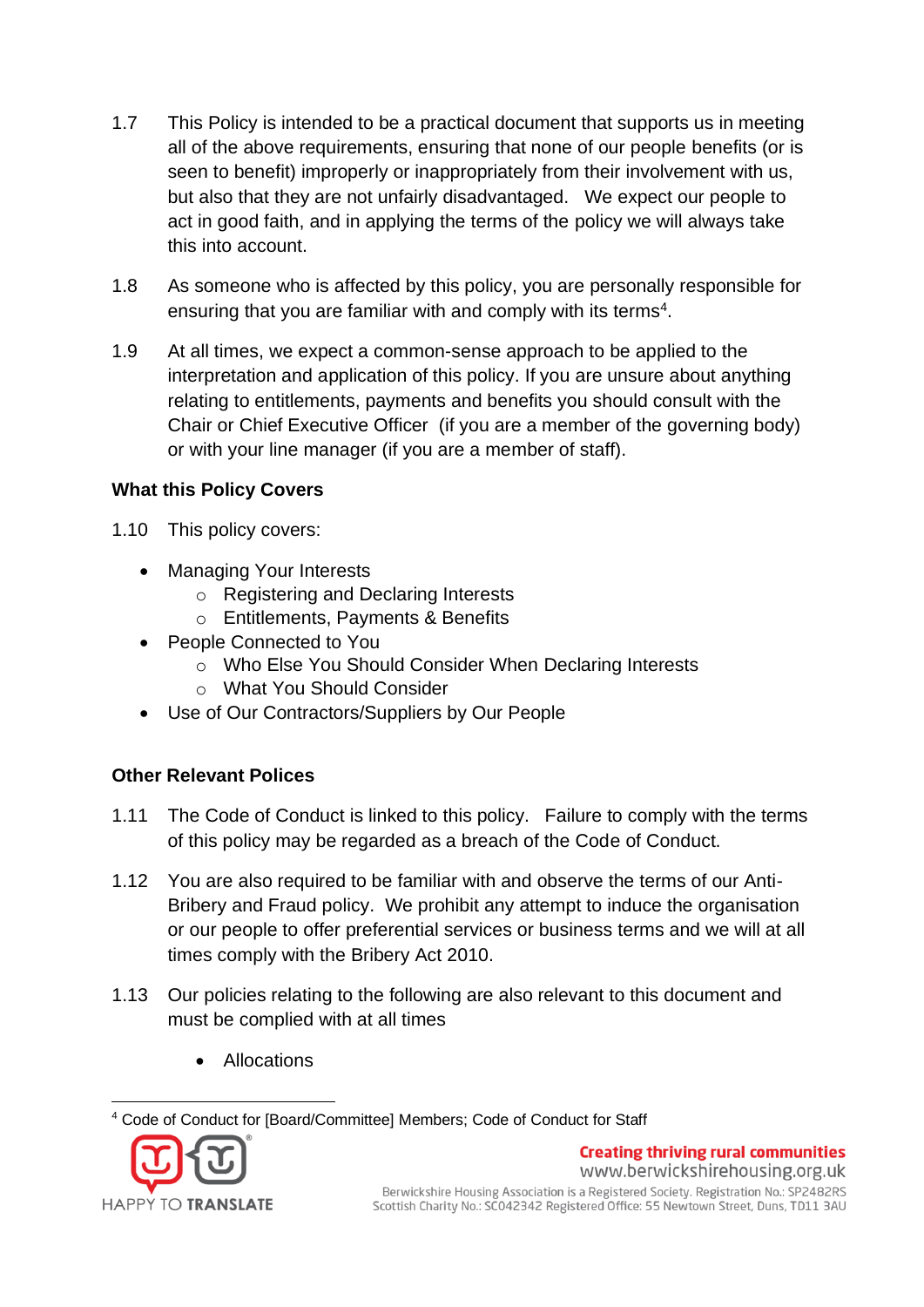1.7 This Policy is intended to be a practical document that supports us in meeting all of the above requirements, ensuring that none of our people benefits (or is seen to benefit) improperly or inappropriately from their involvement with us, but also that they are not unfairly disadvantaged. We expect our people to act in good faith, and in applying the terms of the policy we will always take this into account.

1.8 As someone who is affected by this policy, you are personally responsible for ensuring that you are familiar with and comply with its terms[4].

1.9 At all times, we expect a common-sense approach to be applied to the interpretation and application of this policy. If you are unsure about anything relating to entitlements, payments and benefits you should consult with the Chair or Chief Executive Officer (if you are a member of the governing body) or with your line manager (if you are a member of staff).

**What this Policy Covers**

1.10 This policy covers:

- Managing Your Interests
  - Registering and Declaring Interests
  - Entitlements, Payments & Benefits
- People Connected to You
  - Who Else You Should Consider When Declaring Interests
  - What You Should Consider
- Use of Our Contractors/Suppliers by Our People

**Other Relevant Polices**

1.11 The Code of Conduct is linked to this policy. Failure to comply with the terms of this policy may be regarded as a breach of the Code of Conduct.

1.12 You are also required to be familiar with and observe the terms of our Anti-Bribery and Fraud policy. We prohibit any attempt to induce the organisation or our people to offer preferential services or business terms and we will at all times comply with the Bribery Act 2010.

1.13 Our policies relating to the following are also relevant to this document and must be complied with at all times

- Allocations

[4] Code of Conduct for [Board/Committee] Members; Code of Conduct for Staff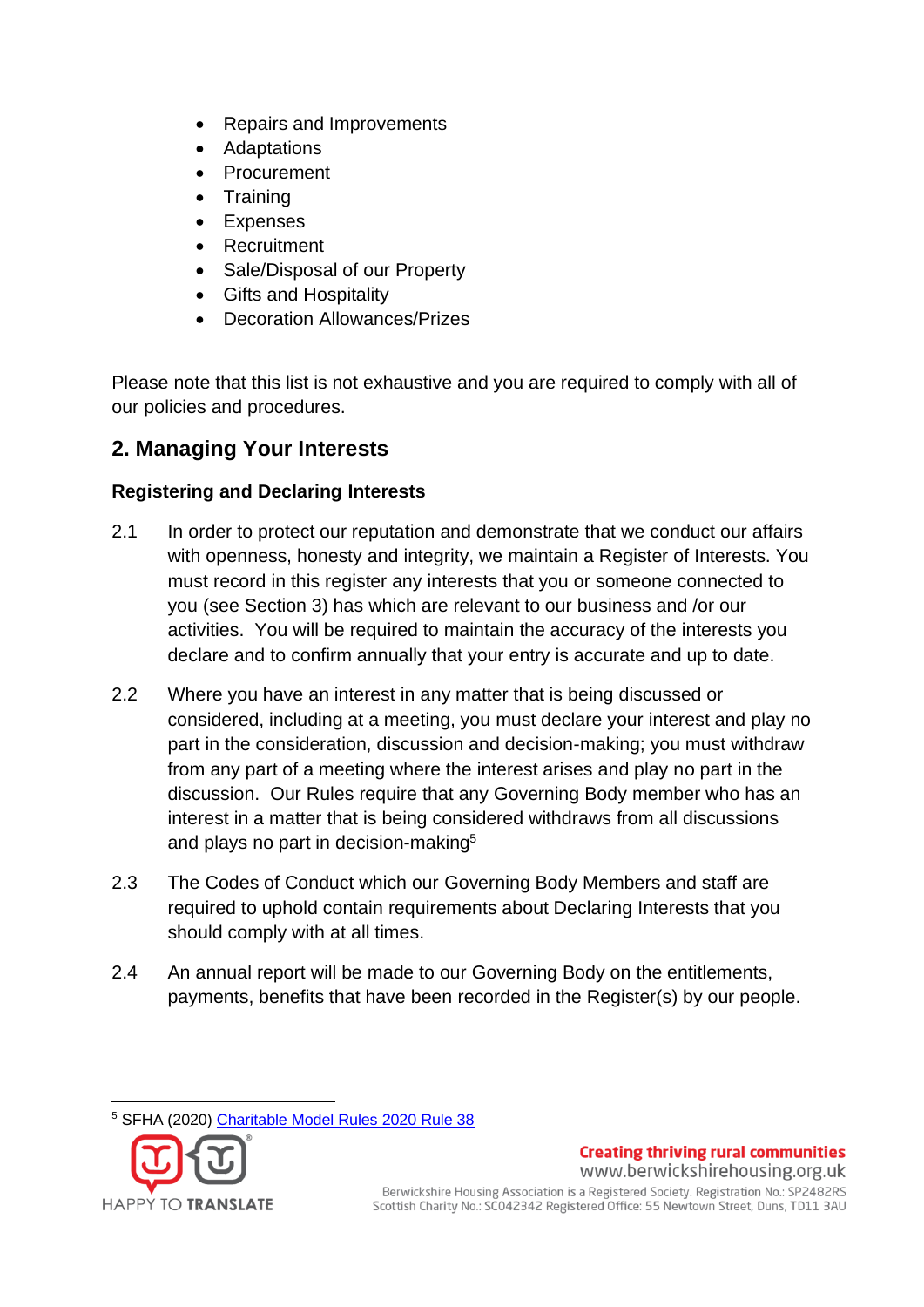- Repairs and Improvements
- Adaptations
- Procurement
- Training
- Expenses
- Recruitment
- Sale/Disposal of our Property
- Gifts and Hospitality
- Decoration Allowances/Prizes

Please note that this list is not exhaustive and you are required to comply with all of our policies and procedures.

## 2. Managing Your Interests

### Registering and Declaring Interests

2.1 In order to protect our reputation and demonstrate that we conduct our affairs with openness, honesty and integrity, we maintain a Register of Interests. You must record in this register any interests that you or someone connected to you (see Section 3) has which are relevant to our business and /or our activities. You will be required to maintain the accuracy of the interests you declare and to confirm annually that your entry is accurate and up to date.

2.2 Where you have an interest in any matter that is being discussed or considered, including at a meeting, you must declare your interest and play no part in the consideration, discussion and decision-making; you must withdraw from any part of a meeting where the interest arises and play no part in the discussion. Our Rules require that any Governing Body member who has an interest in a matter that is being considered withdraws from all discussions and plays no part in decision-making[5]

2.3 The Codes of Conduct which our Governing Body Members and staff are required to uphold contain requirements about Declaring Interests that you should comply with at all times.

2.4 An annual report will be made to our Governing Body on the entitlements, payments, benefits that have been recorded in the Register(s) by our people.

---

[5] SFHA (2020) Charitable Model Rules 2020 Rule 38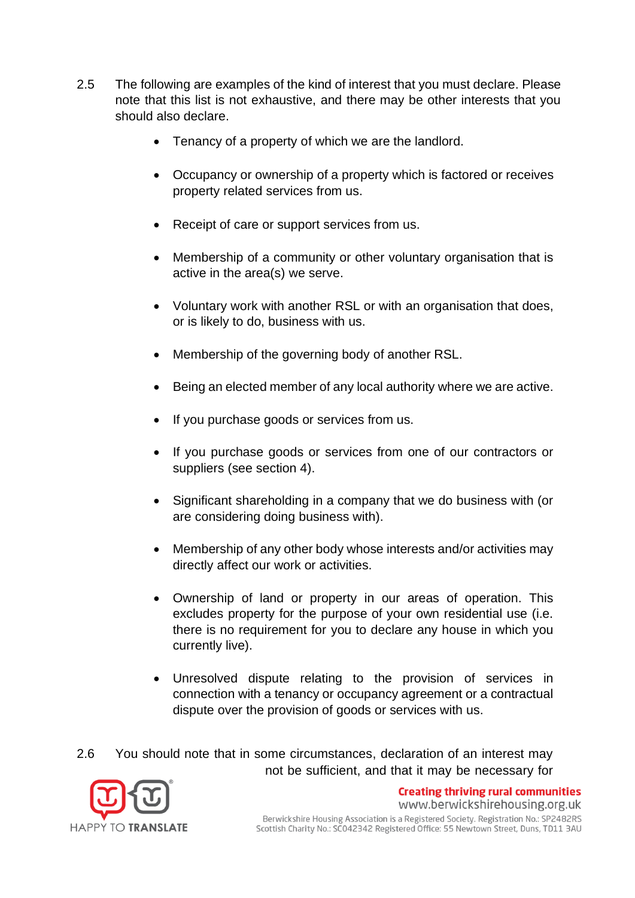2.5 The following are examples of the kind of interest that you must declare. Please note that this list is not exhaustive, and there may be other interests that you should also declare.

- Tenancy of a property of which we are the landlord.
- Occupancy or ownership of a property which is factored or receives property related services from us.
- Receipt of care or support services from us.
- Membership of a community or other voluntary organisation that is active in the area(s) we serve.
- Voluntary work with another RSL or with an organisation that does, or is likely to do, business with us.
- Membership of the governing body of another RSL.
- Being an elected member of any local authority where we are active.
- If you purchase goods or services from us.
- If you purchase goods or services from one of our contractors or suppliers (see section 4).
- Significant shareholding in a company that we do business with (or are considering doing business with).
- Membership of any other body whose interests and/or activities may directly affect our work or activities.
- Ownership of land or property in our areas of operation. This excludes property for the purpose of your own residential use (i.e. there is no requirement for you to declare any house in which you currently live).
- Unresolved dispute relating to the provision of services in connection with a tenancy or occupancy agreement or a contractual dispute over the provision of goods or services with us.

2.6 You should note that in some circumstances, declaration of an interest may not be sufficient, and that it may be necessary for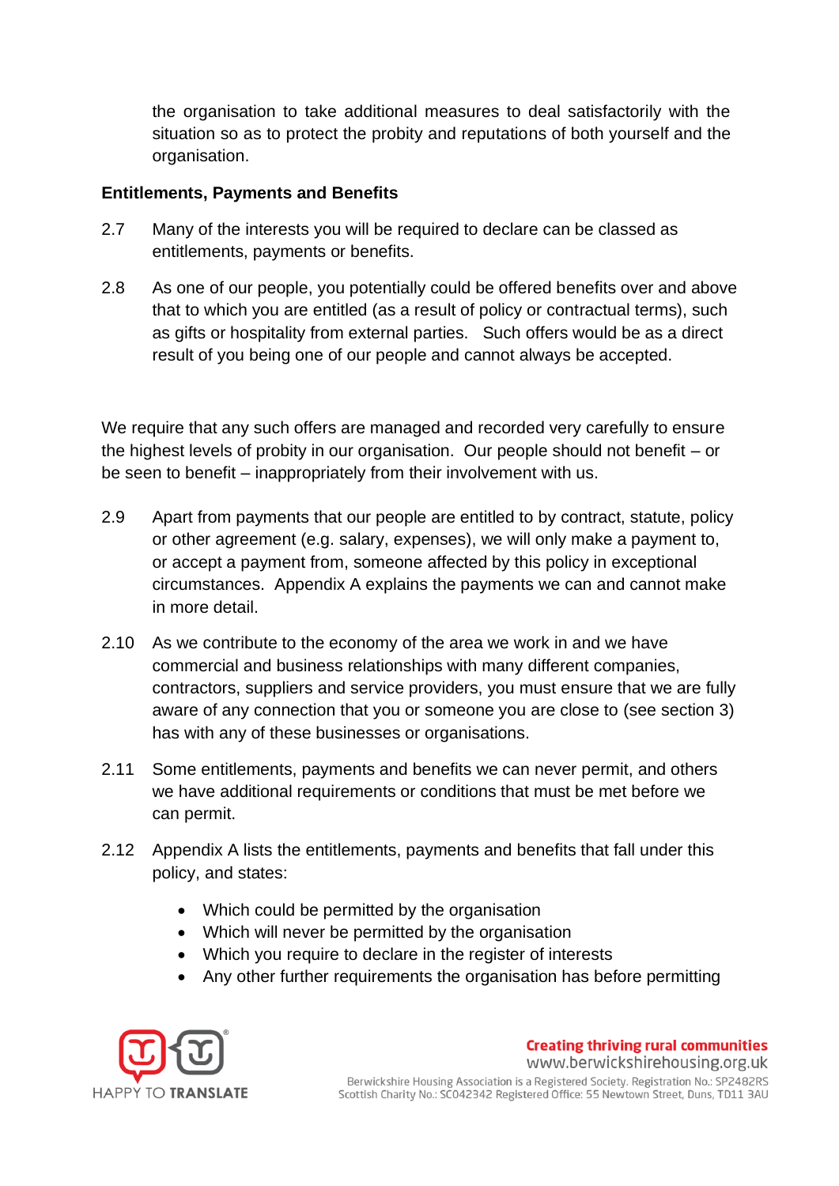the organisation to take additional measures to deal satisfactorily with the situation so as to protect the probity and reputations of both yourself and the organisation.

**Entitlements, Payments and Benefits**

2.7 Many of the interests you will be required to declare can be classed as entitlements, payments or benefits.

2.8 As one of our people, you potentially could be offered benefits over and above that to which you are entitled (as a result of policy or contractual terms), such as gifts or hospitality from external parties. Such offers would be as a direct result of you being one of our people and cannot always be accepted.

We require that any such offers are managed and recorded very carefully to ensure the highest levels of probity in our organisation. Our people should not benefit – or be seen to benefit – inappropriately from their involvement with us.

2.9 Apart from payments that our people are entitled to by contract, statute, policy or other agreement (e.g. salary, expenses), we will only make a payment to, or accept a payment from, someone affected by this policy in exceptional circumstances. Appendix A explains the payments we can and cannot make in more detail.

2.10 As we contribute to the economy of the area we work in and we have commercial and business relationships with many different companies, contractors, suppliers and service providers, you must ensure that we are fully aware of any connection that you or someone you are close to (see section 3) has with any of these businesses or organisations.

2.11 Some entitlements, payments and benefits we can never permit, and others we have additional requirements or conditions that must be met before we can permit.

2.12 Appendix A lists the entitlements, payments and benefits that fall under this policy, and states:

- Which could be permitted by the organisation
- Which will never be permitted by the organisation
- Which you require to declare in the register of interests
- Any other further requirements the organisation has before permitting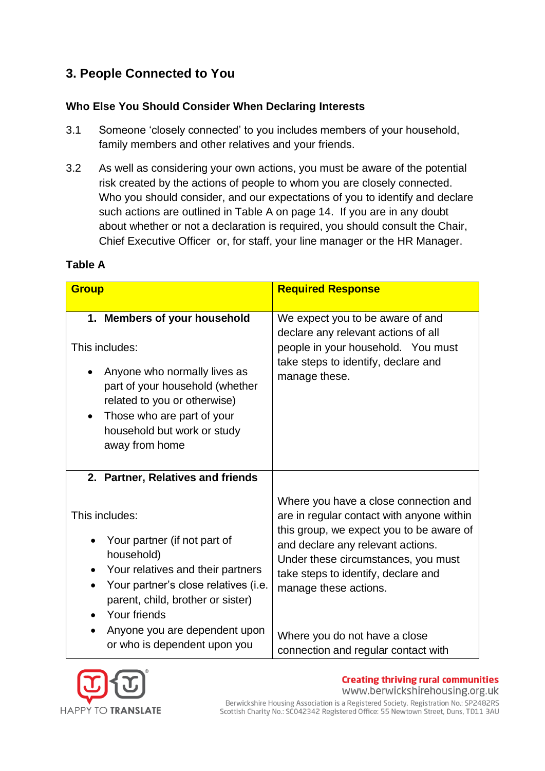## 3. People Connected to You

### Who Else You Should Consider When Declaring Interests

3.1 Someone 'closely connected' to you includes members of your household, family members and other relatives and your friends.

3.2 As well as considering your own actions, you must be aware of the potential risk created by the actions of people to whom you are closely connected. Who you should consider, and our expectations of you to identify and declare such actions are outlined in Table A on page 14. If you are in any doubt about whether or not a declaration is required, you should consult the Chair, Chief Executive Officer or, for staff, your line manager or the HR Manager.

**Table A**

| Group | Required Response |
|---|---|
| **1. Members of your household**<br><br>This includes:<br>• Anyone who normally lives as part of your household (whether related to you or otherwise)<br>• Those who are part of your household but work or study away from home | We expect you to be aware of and declare any relevant actions of all people in your household. You must take steps to identify, declare and manage these. |
| **2. Partner, Relatives and friends**<br><br>This includes:<br>• Your partner (if not part of household)<br>• Your relatives and their partners<br>• Your partner's close relatives (i.e. parent, child, brother or sister)<br>• Your friends<br>• Anyone you are dependent upon or who is dependent upon you | Where you have a close connection and are in regular contact with anyone within this group, we expect you to be aware of and declare any relevant actions. Under these circumstances, you must take steps to identify, declare and manage these actions.<br><br>Where you do not have a close connection and regular contact with |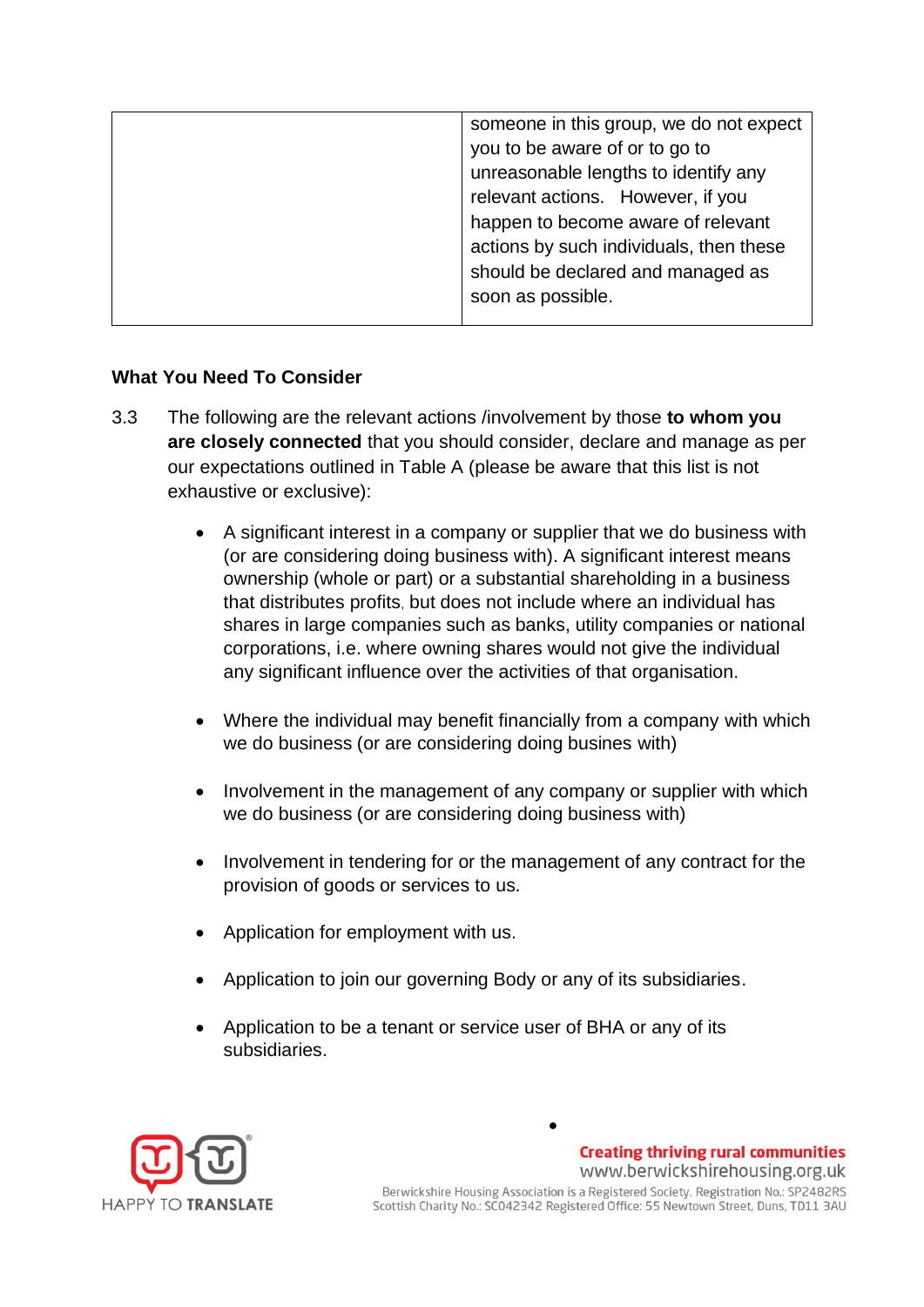| | someone in this group, we do not expect you to be aware of or to go to unreasonable lengths to identify any relevant actions. However, if you happen to become aware of relevant actions by such individuals, then these should be declared and managed as soon as possible. |
|---|---|

**What You Need To Consider**

3.3 The following are the relevant actions /involvement by those **to whom you are closely connected** that you should consider, declare and manage as per our expectations outlined in Table A (please be aware that this list is not exhaustive or exclusive):

- A significant interest in a company or supplier that we do business with (or are considering doing business with). A significant interest means ownership (whole or part) or a substantial shareholding in a business that distributes profits, but does not include where an individual has shares in large companies such as banks, utility companies or national corporations, i.e. where owning shares would not give the individual any significant influence over the activities of that organisation.

- Where the individual may benefit financially from a company with which we do business (or are considering doing busines with)

- Involvement in the management of any company or supplier with which we do business (or are considering doing business with)

- Involvement in tendering for or the management of any contract for the provision of goods or services to us.

- Application for employment with us.

- Application to join our governing Body or any of its subsidiaries.

- Application to be a tenant or service user of BHA or any of its subsidiaries.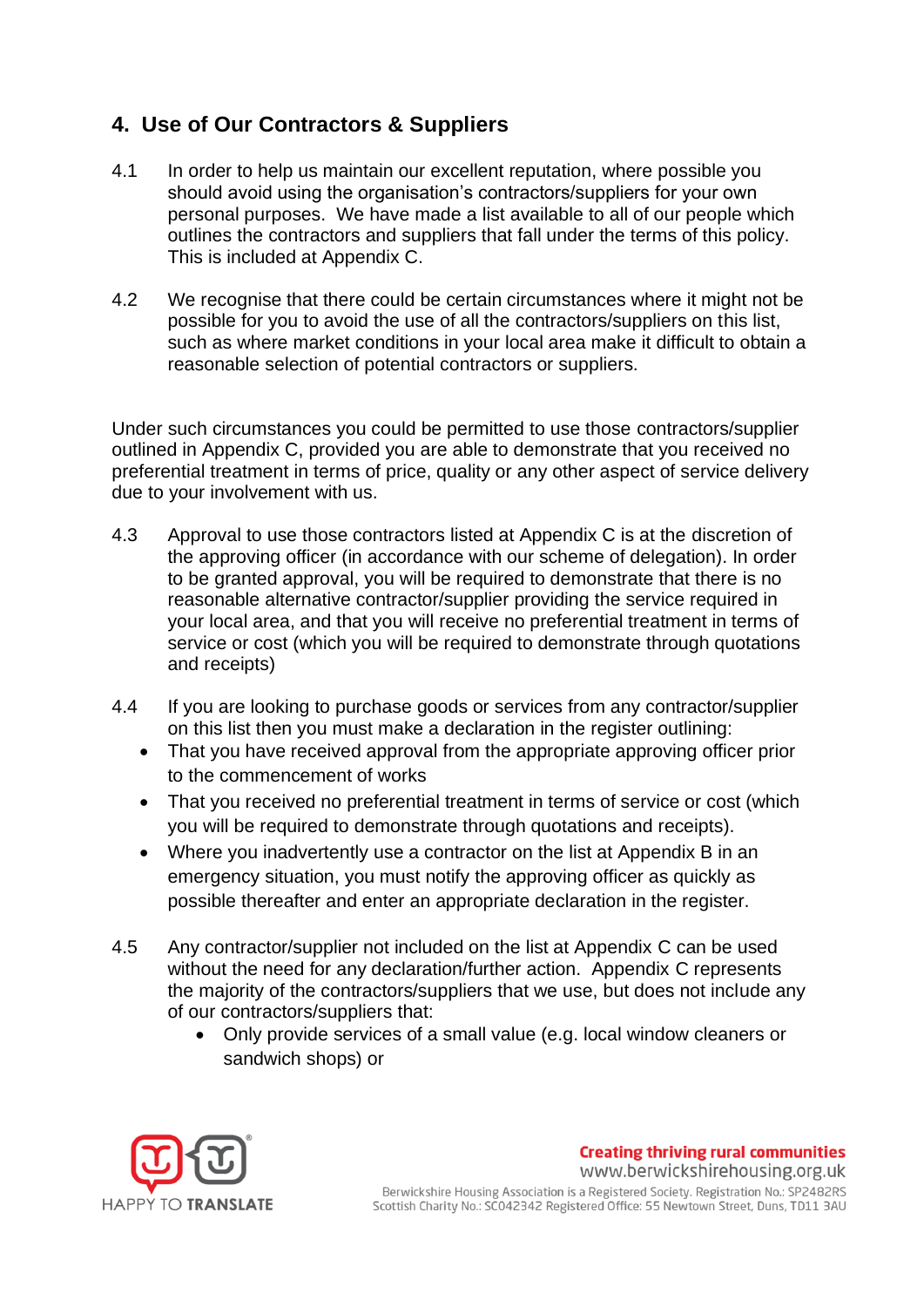## 4. Use of Our Contractors & Suppliers

4.1 In order to help us maintain our excellent reputation, where possible you should avoid using the organisation's contractors/suppliers for your own personal purposes. We have made a list available to all of our people which outlines the contractors and suppliers that fall under the terms of this policy. This is included at Appendix C.

4.2 We recognise that there could be certain circumstances where it might not be possible for you to avoid the use of all the contractors/suppliers on this list, such as where market conditions in your local area make it difficult to obtain a reasonable selection of potential contractors or suppliers.

Under such circumstances you could be permitted to use those contractors/supplier outlined in Appendix C, provided you are able to demonstrate that you received no preferential treatment in terms of price, quality or any other aspect of service delivery due to your involvement with us.

4.3 Approval to use those contractors listed at Appendix C is at the discretion of the approving officer (in accordance with our scheme of delegation). In order to be granted approval, you will be required to demonstrate that there is no reasonable alternative contractor/supplier providing the service required in your local area, and that you will receive no preferential treatment in terms of service or cost (which you will be required to demonstrate through quotations and receipts)

4.4 If you are looking to purchase goods or services from any contractor/supplier on this list then you must make a declaration in the register outlining:

- That you have received approval from the appropriate approving officer prior to the commencement of works
- That you received no preferential treatment in terms of service or cost (which you will be required to demonstrate through quotations and receipts).
- Where you inadvertently use a contractor on the list at Appendix B in an emergency situation, you must notify the approving officer as quickly as possible thereafter and enter an appropriate declaration in the register.

4.5 Any contractor/supplier not included on the list at Appendix C can be used without the need for any declaration/further action. Appendix C represents the majority of the contractors/suppliers that we use, but does not include any of our contractors/suppliers that:

  - Only provide services of a small value (e.g. local window cleaners or sandwich shops) or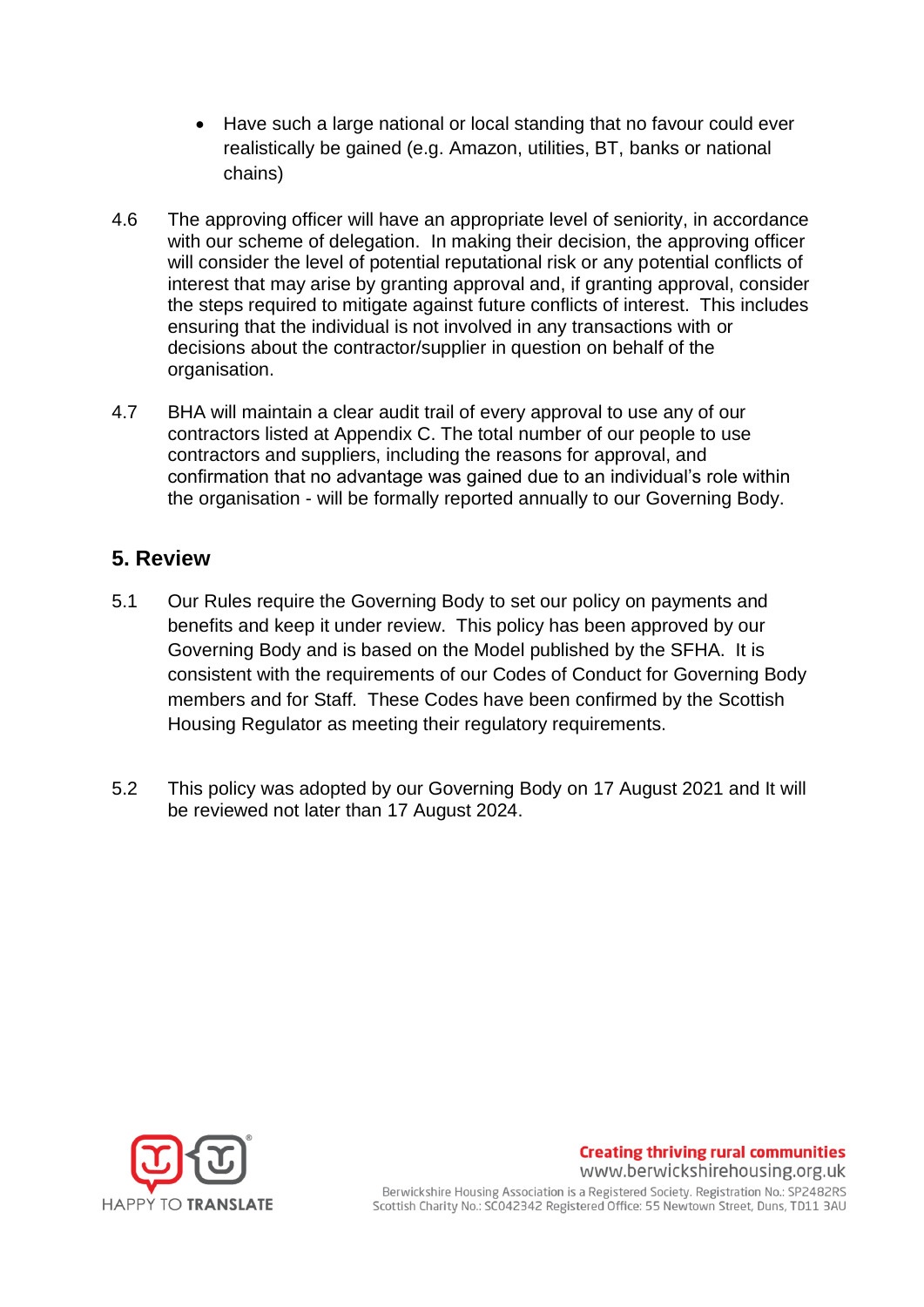- Have such a large national or local standing that no favour could ever realistically be gained (e.g. Amazon, utilities, BT, banks or national chains)

4.6 The approving officer will have an appropriate level of seniority, in accordance with our scheme of delegation. In making their decision, the approving officer will consider the level of potential reputational risk or any potential conflicts of interest that may arise by granting approval and, if granting approval, consider the steps required to mitigate against future conflicts of interest. This includes ensuring that the individual is not involved in any transactions with or decisions about the contractor/supplier in question on behalf of the organisation.

4.7 BHA will maintain a clear audit trail of every approval to use any of our contractors listed at Appendix C. The total number of our people to use contractors and suppliers, including the reasons for approval, and confirmation that no advantage was gained due to an individual's role within the organisation - will be formally reported annually to our Governing Body.

## 5. Review

5.1 Our Rules require the Governing Body to set our policy on payments and benefits and keep it under review. This policy has been approved by our Governing Body and is based on the Model published by the SFHA. It is consistent with the requirements of our Codes of Conduct for Governing Body members and for Staff. These Codes have been confirmed by the Scottish Housing Regulator as meeting their regulatory requirements.

5.2 This policy was adopted by our Governing Body on 17 August 2021 and It will be reviewed not later than 17 August 2024.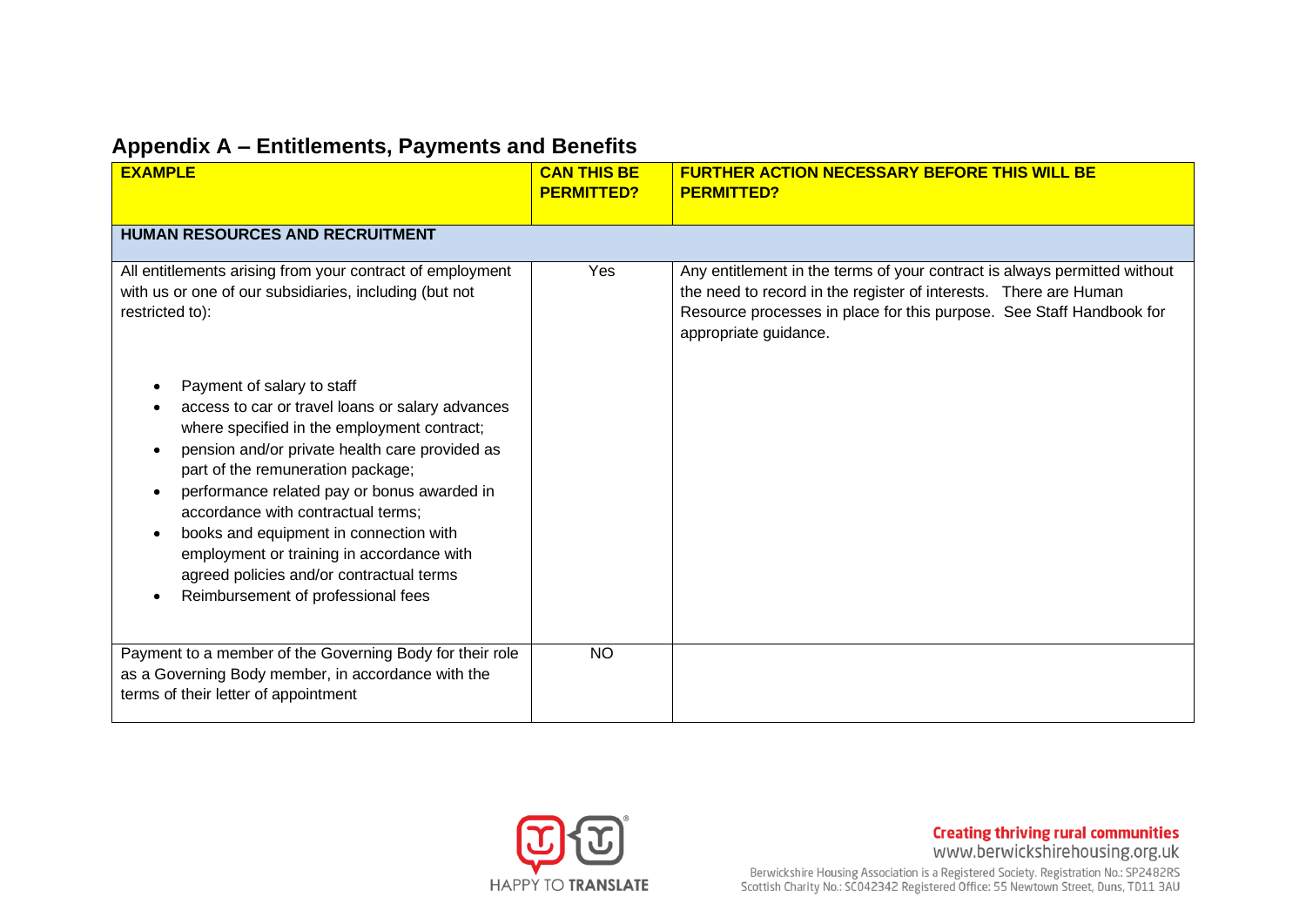## Appendix A – Entitlements, Payments and Benefits

| EXAMPLE | CAN THIS BE PERMITTED? | FURTHER ACTION NECESSARY BEFORE THIS WILL BE PERMITTED? |
|---|---|---|
| **HUMAN RESOURCES AND RECRUITMENT** | | |
| All entitlements arising from your contract of employment with us or one of our subsidiaries, including (but not restricted to): <br><br> • Payment of salary to staff <br> • access to car or travel loans or salary advances where specified in the employment contract; <br> • pension and/or private health care provided as part of the remuneration package; <br> • performance related pay or bonus awarded in accordance with contractual terms; <br> • books and equipment in connection with employment or training in accordance with agreed policies and/or contractual terms <br> • Reimbursement of professional fees | Yes | Any entitlement in the terms of your contract is always permitted without the need to record in the register of interests. There are Human Resource processes in place for this purpose. See Staff Handbook for appropriate guidance. |
| Payment to a member of the Governing Body for their role as a Governing Body member, in accordance with the terms of their letter of appointment | NO | |

HAPPY TO TRANSLATE

**Creating thriving rural communities**
www.berwickshirehousing.org.uk

Berwickshire Housing Association is a Registered Society. Registration No.: SP2482RS
Scottish Charity No.: SC042342 Registered Office: 55 Newtown Street, Duns, TD11 3AU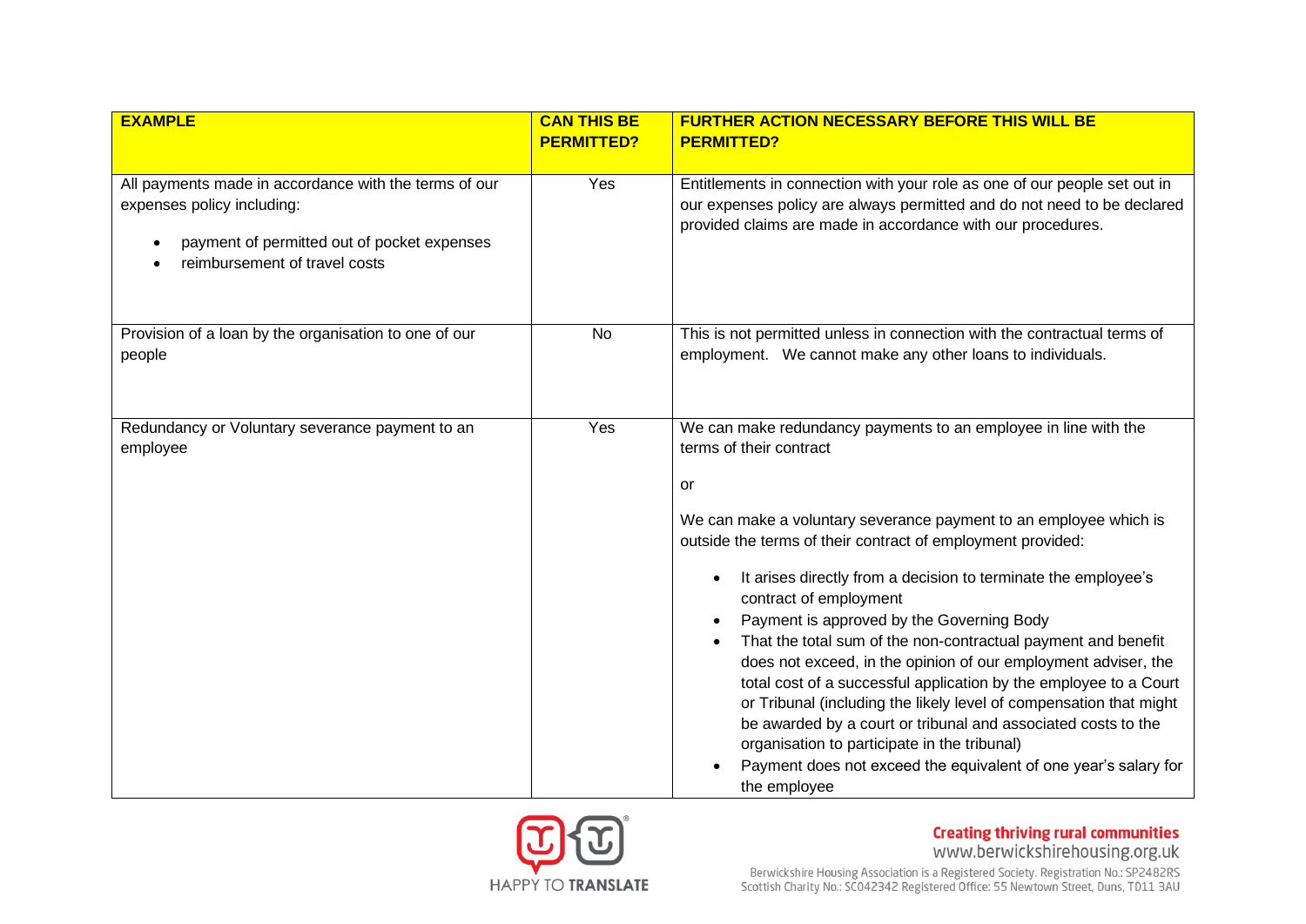| EXAMPLE | CAN THIS BE PERMITTED? | FURTHER ACTION NECESSARY BEFORE THIS WILL BE PERMITTED? |
|---|---|---|
| All payments made in accordance with the terms of our expenses policy including:<br>• payment of permitted out of pocket expenses<br>• reimbursement of travel costs | Yes | Entitlements in connection with your role as one of our people set out in our expenses policy are always permitted and do not need to be declared provided claims are made in accordance with our procedures. |
| Provision of a loan by the organisation to one of our people | No | This is not permitted unless in connection with the contractual terms of employment. We cannot make any other loans to individuals. |
| Redundancy or Voluntary severance payment to an employee | Yes | We can make redundancy payments to an employee in line with the terms of their contract<br><br>or<br><br>We can make a voluntary severance payment to an employee which is outside the terms of their contract of employment provided:<br>• It arises directly from a decision to terminate the employee's contract of employment<br>• Payment is approved by the Governing Body<br>• That the total sum of the non-contractual payment and benefit does not exceed, in the opinion of our employment adviser, the total cost of a successful application by the employee to a Court or Tribunal (including the likely level of compensation that might be awarded by a court or tribunal and associated costs to the organisation to participate in the tribunal)<br>• Payment does not exceed the equivalent of one year's salary for the employee |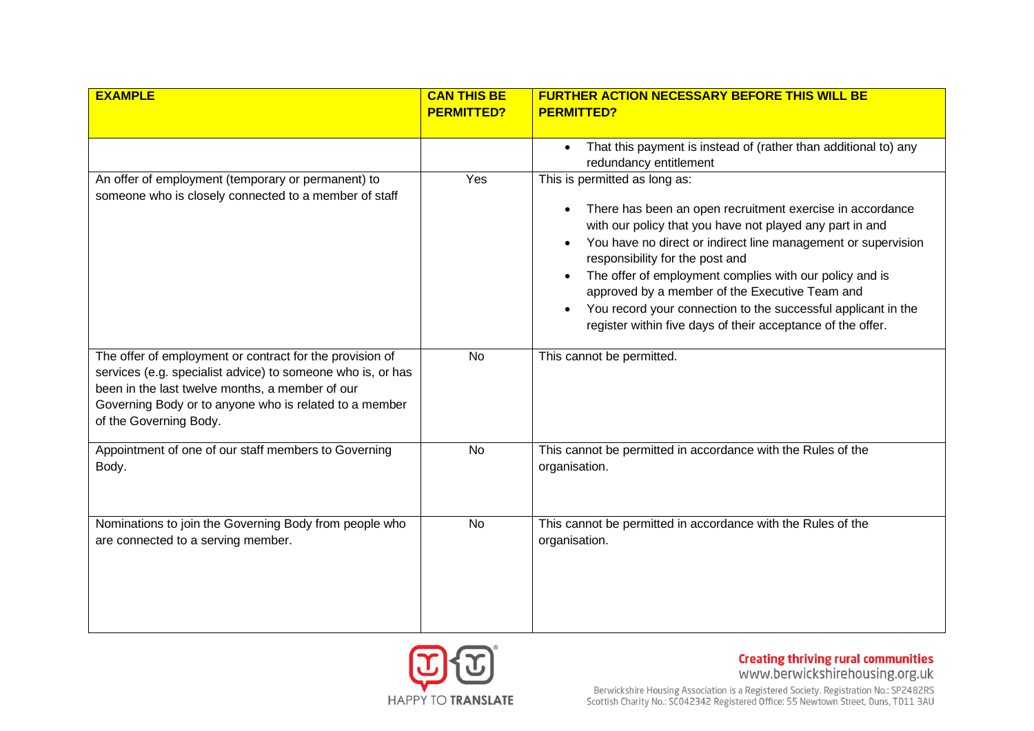| EXAMPLE | CAN THIS BE PERMITTED? | FURTHER ACTION NECESSARY BEFORE THIS WILL BE PERMITTED? |
|---|---|---|
| | | • That this payment is instead of (rather than additional to) any redundancy entitlement |
| An offer of employment (temporary or permanent) to someone who is closely connected to a member of staff | Yes | This is permitted as long as: <br>• There has been an open recruitment exercise in accordance with our policy that you have not played any part in and <br>• You have no direct or indirect line management or supervision responsibility for the post and <br>• The offer of employment complies with our policy and is approved by a member of the Executive Team and <br>• You record your connection to the successful applicant in the register within five days of their acceptance of the offer. |
| The offer of employment or contract for the provision of services (e.g. specialist advice) to someone who is, or has been in the last twelve months, a member of our Governing Body or to anyone who is related to a member of the Governing Body. | No | This cannot be permitted. |
| Appointment of one of our staff members to Governing Body. | No | This cannot be permitted in accordance with the Rules of the organisation. |
| Nominations to join the Governing Body from people who are connected to a serving member. | No | This cannot be permitted in accordance with the Rules of the organisation. |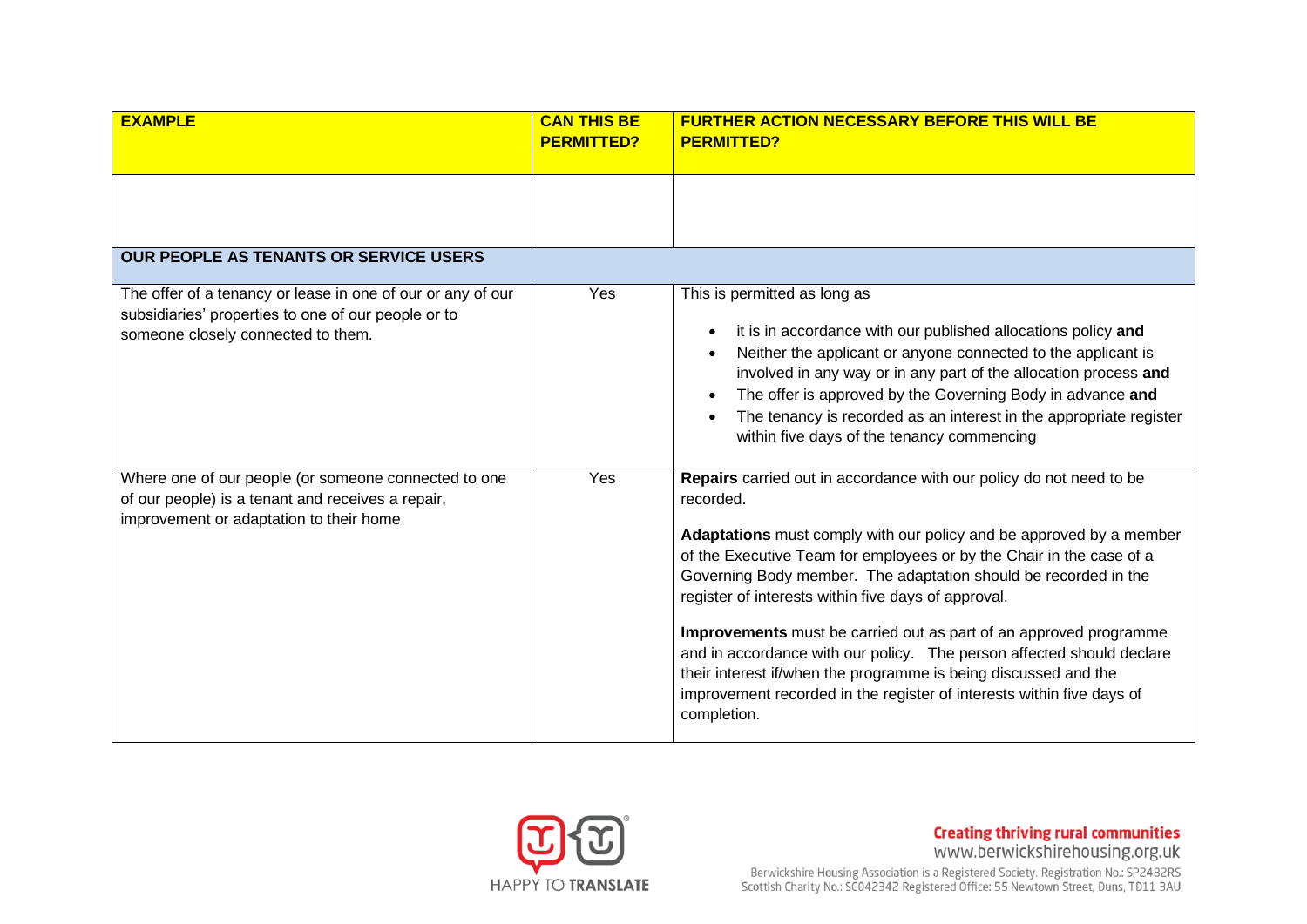| EXAMPLE | CAN THIS BE PERMITTED? | FURTHER ACTION NECESSARY BEFORE THIS WILL BE PERMITTED? |
|---|---|---|
| | | |
| **OUR PEOPLE AS TENANTS OR SERVICE USERS** | | |
| The offer of a tenancy or lease in one of our or any of our subsidiaries' properties to one of our people or to someone closely connected to them. | Yes | This is permitted as long as<br>• it is in accordance with our published allocations policy **and**<br>• Neither the applicant or anyone connected to the applicant is involved in any way or in any part of the allocation process **and**<br>• The offer is approved by the Governing Body in advance **and**<br>• The tenancy is recorded as an interest in the appropriate register within five days of the tenancy commencing |
| Where one of our people (or someone connected to one of our people) is a tenant and receives a repair, improvement or adaptation to their home | Yes | **Repairs** carried out in accordance with our policy do not need to be recorded.<br><br>**Adaptations** must comply with our policy and be approved by a member of the Executive Team for employees or by the Chair in the case of a Governing Body member. The adaptation should be recorded in the register of interests within five days of approval.<br><br>**Improvements** must be carried out as part of an approved programme and in accordance with our policy. The person affected should declare their interest if/when the programme is being discussed and the improvement recorded in the register of interests within five days of completion. |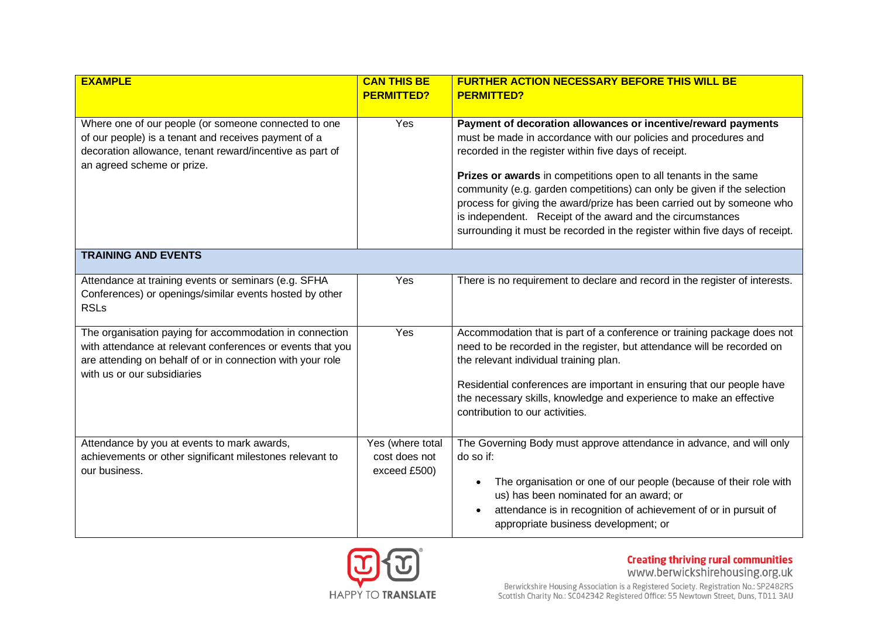| EXAMPLE | CAN THIS BE PERMITTED? | FURTHER ACTION NECESSARY BEFORE THIS WILL BE PERMITTED? |
|---|---|---|
| Where one of our people (or someone connected to one of our people) is a tenant and receives payment of a decoration allowance, tenant reward/incentive as part of an agreed scheme or prize. | Yes | **Payment of decoration allowances or incentive/reward payments** must be made in accordance with our policies and procedures and recorded in the register within five days of receipt.<br><br>**Prizes or awards** in competitions open to all tenants in the same community (e.g. garden competitions) can only be given if the selection process for giving the award/prize has been carried out by someone who is independent. Receipt of the award and the circumstances surrounding it must be recorded in the register within five days of receipt. |
| **TRAINING AND EVENTS** | | |
| Attendance at training events or seminars (e.g. SFHA Conferences) or openings/similar events hosted by other RSLs | Yes | There is no requirement to declare and record in the register of interests. |
| The organisation paying for accommodation in connection with attendance at relevant conferences or events that you are attending on behalf of or in connection with your role with us or our subsidiaries | Yes | Accommodation that is part of a conference or training package does not need to be recorded in the register, but attendance will be recorded on the relevant individual training plan.<br><br>Residential conferences are important in ensuring that our people have the necessary skills, knowledge and experience to make an effective contribution to our activities. |
| Attendance by you at events to mark awards, achievements or other significant milestones relevant to our business. | Yes (where total cost does not exceed £500) | The Governing Body must approve attendance in advance, and will only do so if:<br>• The organisation or one of our people (because of their role with us) has been nominated for an award; or<br>• attendance is in recognition of achievement of or in pursuit of appropriate business development; or |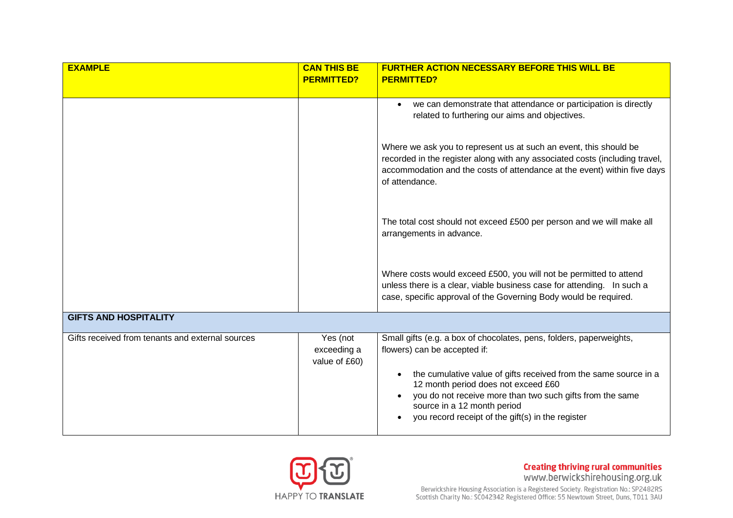| EXAMPLE | CAN THIS BE PERMITTED? | FURTHER ACTION NECESSARY BEFORE THIS WILL BE PERMITTED? |
|---|---|---|
| | | • we can demonstrate that attendance or participation is directly related to furthering our aims and objectives.<br><br>Where we ask you to represent us at such an event, this should be recorded in the register along with any associated costs (including travel, accommodation and the costs of attendance at the event) within five days of attendance.<br><br>The total cost should not exceed £500 per person and we will make all arrangements in advance.<br><br>Where costs would exceed £500, you will not be permitted to attend unless there is a clear, viable business case for attending. In such a case, specific approval of the Governing Body would be required. |
| **GIFTS AND HOSPITALITY** | | |
| Gifts received from tenants and external sources | Yes (not exceeding a value of £60) | Small gifts (e.g. a box of chocolates, pens, folders, paperweights, flowers) can be accepted if:<br><br>• the cumulative value of gifts received from the same source in a 12 month period does not exceed £60<br>• you do not receive more than two such gifts from the same source in a 12 month period<br>• you record receipt of the gift(s) in the register |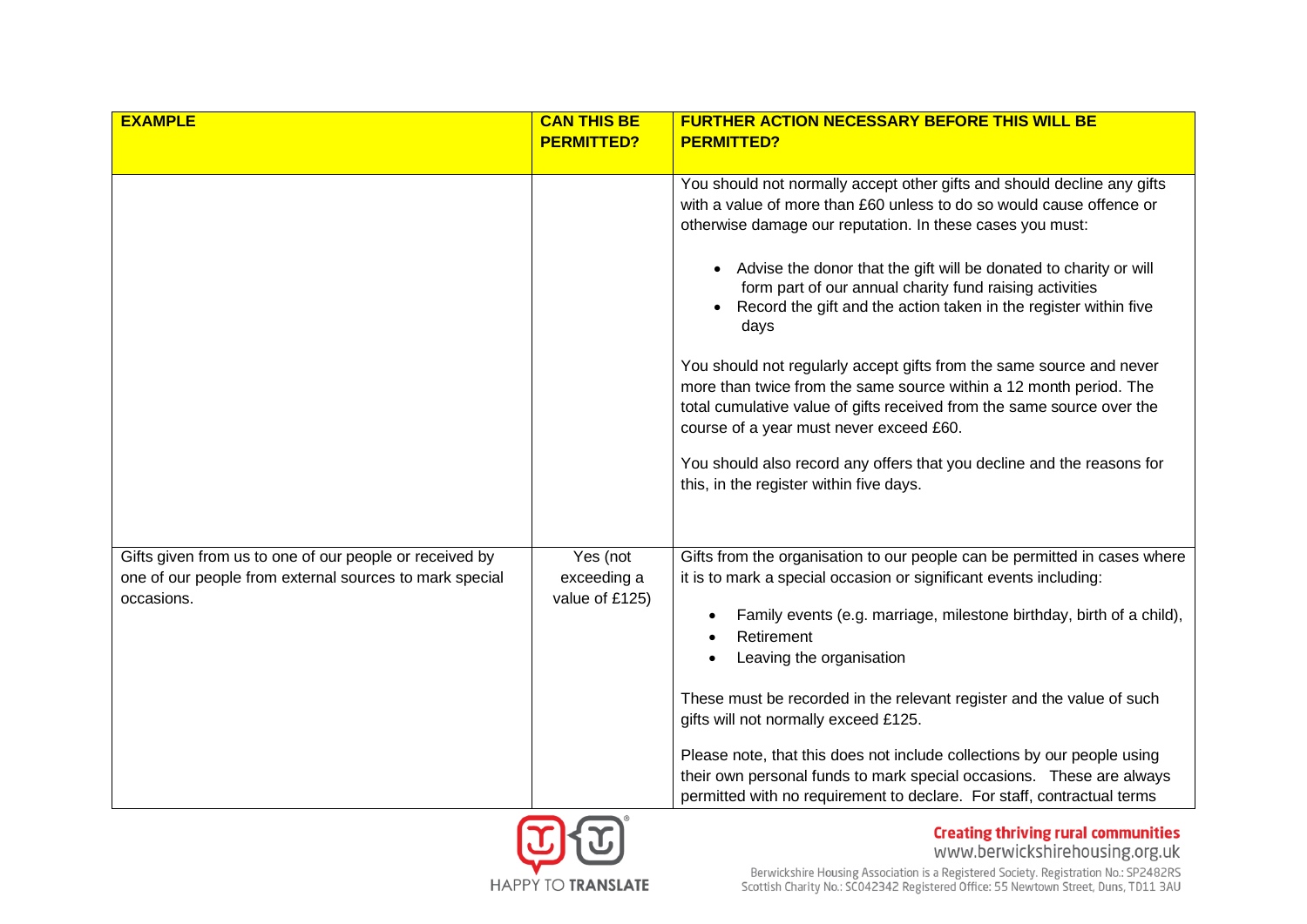| EXAMPLE | CAN THIS BE PERMITTED? | FURTHER ACTION NECESSARY BEFORE THIS WILL BE PERMITTED? |
| --- | --- | --- |
| | | You should not normally accept other gifts and should decline any gifts with a value of more than £60 unless to do so would cause offence or otherwise damage our reputation. In these cases you must:<br><br>• Advise the donor that the gift will be donated to charity or will form part of our annual charity fund raising activities<br>• Record the gift and the action taken in the register within five days<br><br>You should not regularly accept gifts from the same source and never more than twice from the same source within a 12 month period. The total cumulative value of gifts received from the same source over the course of a year must never exceed £60.<br><br>You should also record any offers that you decline and the reasons for this, in the register within five days. |
| Gifts given from us to one of our people or received by one of our people from external sources to mark special occasions. | Yes (not exceeding a value of £125) | Gifts from the organisation to our people can be permitted in cases where it is to mark a special occasion or significant events including:<br><br>• Family events (e.g. marriage, milestone birthday, birth of a child),<br>• Retirement<br>• Leaving the organisation<br><br>These must be recorded in the relevant register and the value of such gifts will not normally exceed £125.<br><br>Please note, that this does not include collections by our people using their own personal funds to mark special occasions. These are always permitted with no requirement to declare. For staff, contractual terms |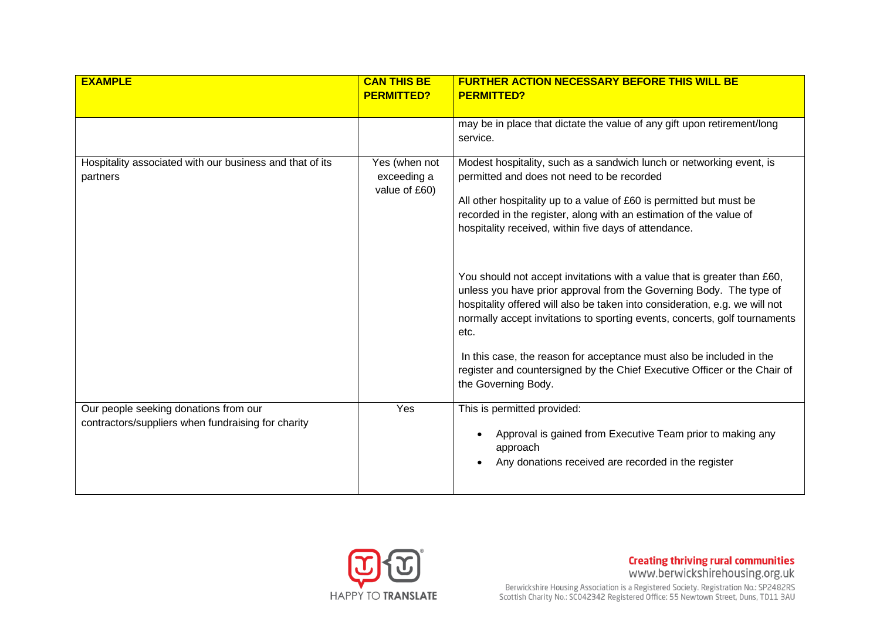| EXAMPLE | CAN THIS BE PERMITTED? | FURTHER ACTION NECESSARY BEFORE THIS WILL BE PERMITTED? |
|---|---|---|
| | | may be in place that dictate the value of any gift upon retirement/long service. |
| Hospitality associated with our business and that of its partners | Yes (when not exceeding a value of £60) | Modest hospitality, such as a sandwich lunch or networking event, is permitted and does not need to be recorded<br><br>All other hospitality up to a value of £60 is permitted but must be recorded in the register, along with an estimation of the value of hospitality received, within five days of attendance.<br><br>You should not accept invitations with a value that is greater than £60, unless you have prior approval from the Governing Body. The type of hospitality offered will also be taken into consideration, e.g. we will not normally accept invitations to sporting events, concerts, golf tournaments etc.<br><br>In this case, the reason for acceptance must also be included in the register and countersigned by the Chief Executive Officer or the Chair of the Governing Body. |
| Our people seeking donations from our contractors/suppliers when fundraising for charity | Yes | This is permitted provided:<br>• Approval is gained from Executive Team prior to making any approach<br>• Any donations received are recorded in the register |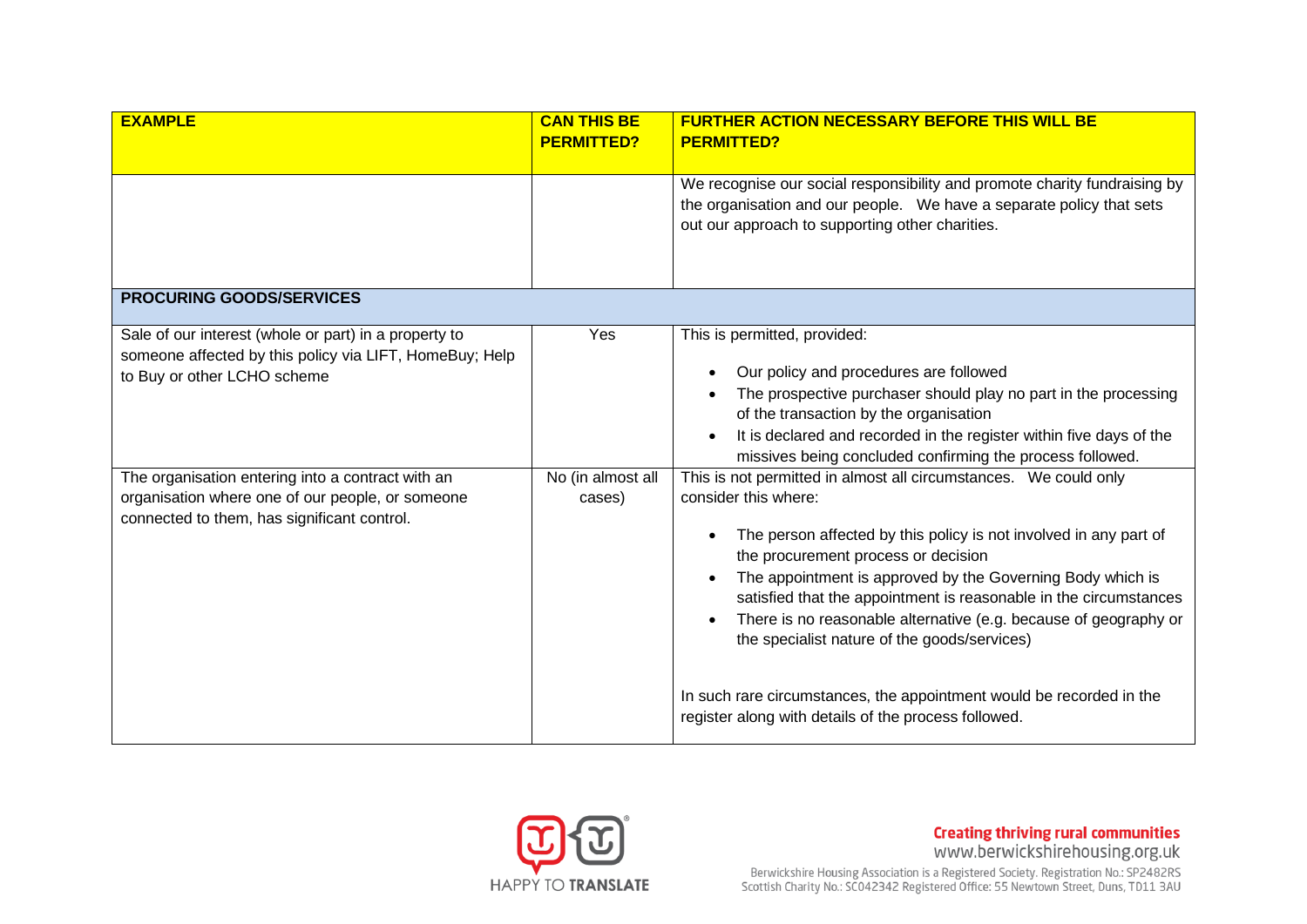| EXAMPLE | CAN THIS BE PERMITTED? | FURTHER ACTION NECESSARY BEFORE THIS WILL BE PERMITTED? |
|---|---|---|
| | | We recognise our social responsibility and promote charity fundraising by the organisation and our people. We have a separate policy that sets out our approach to supporting other charities. |
| **PROCURING GOODS/SERVICES** | | |
| Sale of our interest (whole or part) in a property to someone affected by this policy via LIFT, HomeBuy; Help to Buy or other LCHO scheme | Yes | This is permitted, provided:<br>• Our policy and procedures are followed<br>• The prospective purchaser should play no part in the processing of the transaction by the organisation<br>• It is declared and recorded in the register within five days of the missives being concluded confirming the process followed. |
| The organisation entering into a contract with an organisation where one of our people, or someone connected to them, has significant control. | No (in almost all cases) | This is not permitted in almost all circumstances. We could only consider this where:<br>• The person affected by this policy is not involved in any part of the procurement process or decision<br>• The appointment is approved by the Governing Body which is satisfied that the appointment is reasonable in the circumstances<br>• There is no reasonable alternative (e.g. because of geography or the specialist nature of the goods/services)<br><br>In such rare circumstances, the appointment would be recorded in the register along with details of the process followed. |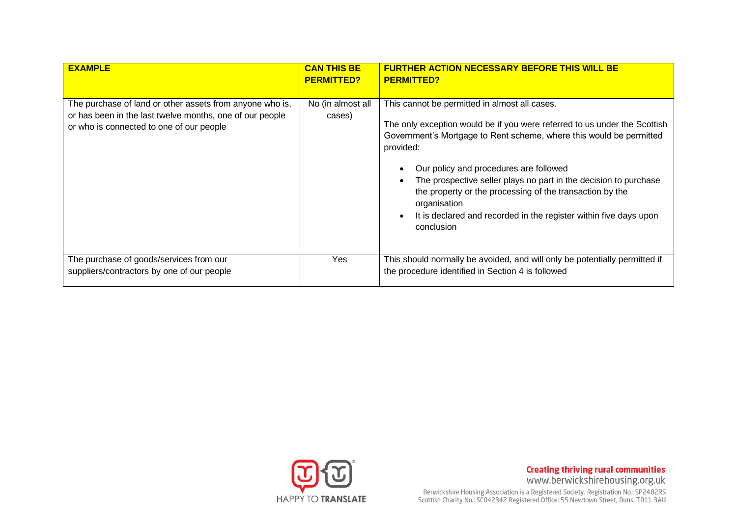| EXAMPLE | CAN THIS BE PERMITTED? | FURTHER ACTION NECESSARY BEFORE THIS WILL BE PERMITTED? |
|---|---|---|
| The purchase of land or other assets from anyone who is, or has been in the last twelve months, one of our people or who is connected to one of our people | No (in almost all cases) | This cannot be permitted in almost all cases.<br><br>The only exception would be if you were referred to us under the Scottish Government's Mortgage to Rent scheme, where this would be permitted provided:<br><br>• Our policy and procedures are followed<br>• The prospective seller plays no part in the decision to purchase the property or the processing of the transaction by the organisation<br>• It is declared and recorded in the register within five days upon conclusion |
| The purchase of goods/services from our suppliers/contractors by one of our people | Yes | This should normally be avoided, and will only be potentially permitted if the procedure identified in Section 4 is followed |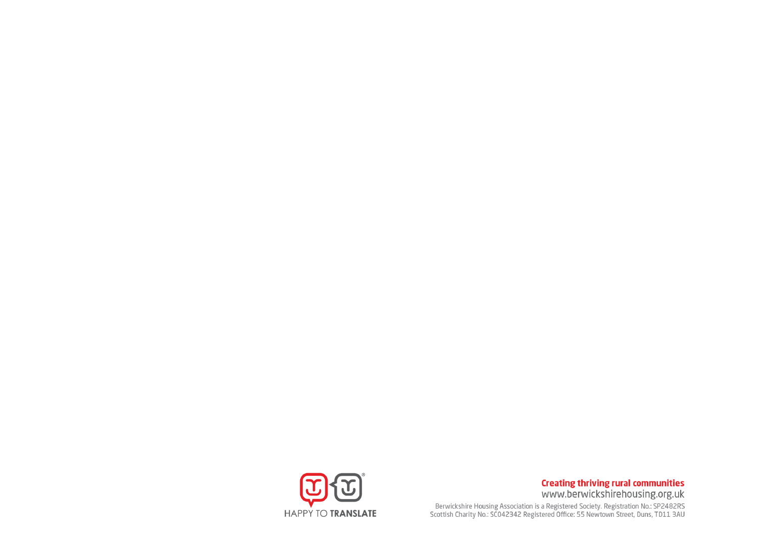HAPPY TO **TRANSLATE**

**Creating thriving rural communities**

www.berwickshirehousing.org.uk

Berwickshire Housing Association is a Registered Society. Registration No.: SP2482RS
Scottish Charity No.: SC042342 Registered Office: 55 Newtown Street, Duns, TD11 3AU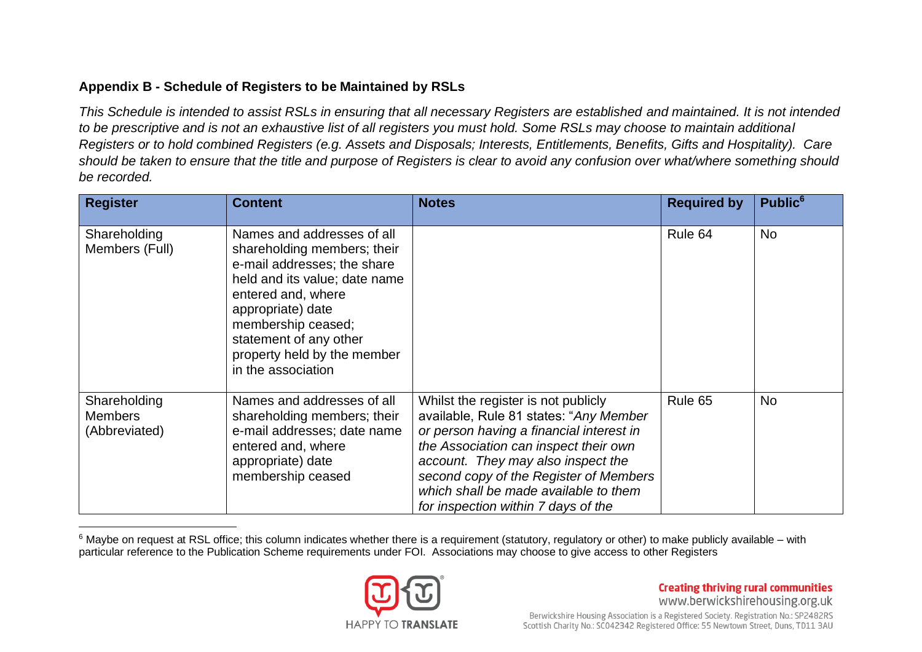**Appendix B - Schedule of Registers to be Maintained by RSLs**

*This Schedule is intended to assist RSLs in ensuring that all necessary Registers are established and maintained. It is not intended to be prescriptive and is not an exhaustive list of all registers you must hold. Some RSLs may choose to maintain additional Registers or to hold combined Registers (e.g. Assets and Disposals; Interests, Entitlements, Benefits, Gifts and Hospitality). Care should be taken to ensure that the title and purpose of Registers is clear to avoid any confusion over what/where something should be recorded.*

| Register | Content | Notes | Required by | Public[6] |
|---|---|---|---|---|
| Shareholding Members (Full) | Names and addresses of all shareholding members; their e-mail addresses; the share held and its value; date name entered and, where appropriate) date membership ceased; statement of any other property held by the member in the association | | Rule 64 | No |
| Shareholding Members (Abbreviated) | Names and addresses of all shareholding members; their e-mail addresses; date name entered and, where appropriate) date membership ceased | Whilst the register is not publicly available, Rule 81 states: "*Any Member or person having a financial interest in the Association can inspect their own account. They may also inspect the second copy of the Register of Members which shall be made available to them for inspection within 7 days of the* | Rule 65 | No |

[6] Maybe on request at RSL office; this column indicates whether there is a requirement (statutory, regulatory or other) to make publicly available – with particular reference to the Publication Scheme requirements under FOI. Associations may choose to give access to other Registers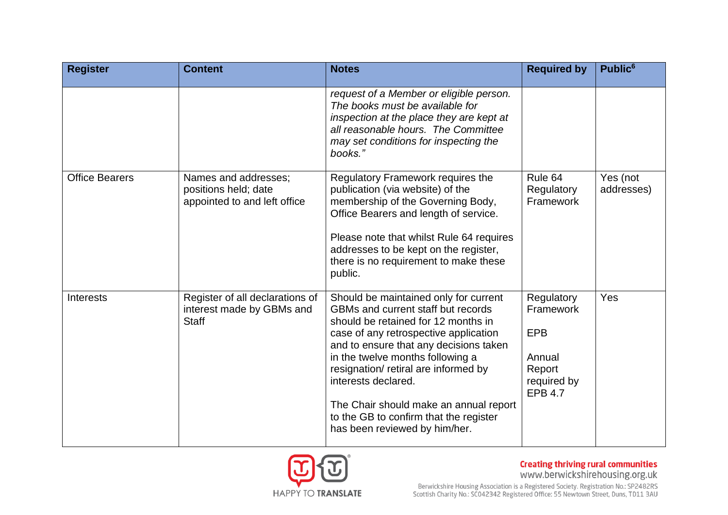| Register | Content | Notes | Required by | Public[6] |
|---|---|---|---|---|
| | | *request of a Member or eligible person. The books must be available for inspection at the place they are kept at all reasonable hours. The Committee may set conditions for inspecting the books."* | | |
| Office Bearers | Names and addresses; positions held; date appointed to and left office | Regulatory Framework requires the publication (via website) of the membership of the Governing Body, Office Bearers and length of service.<br><br>Please note that whilst Rule 64 requires addresses to be kept on the register, there is no requirement to make these public. | Rule 64 Regulatory Framework | Yes (not addresses) |
| Interests | Register of all declarations of interest made by GBMs and Staff | Should be maintained only for current GBMs and current staff but records should be retained for 12 months in case of any retrospective application and to ensure that any decisions taken in the twelve months following a resignation/ retiral are informed by interests declared.<br><br>The Chair should make an annual report to the GB to confirm that the register has been reviewed by him/her. | Regulatory Framework<br><br>EPB<br><br>Annual Report required by EPB 4.7 | Yes |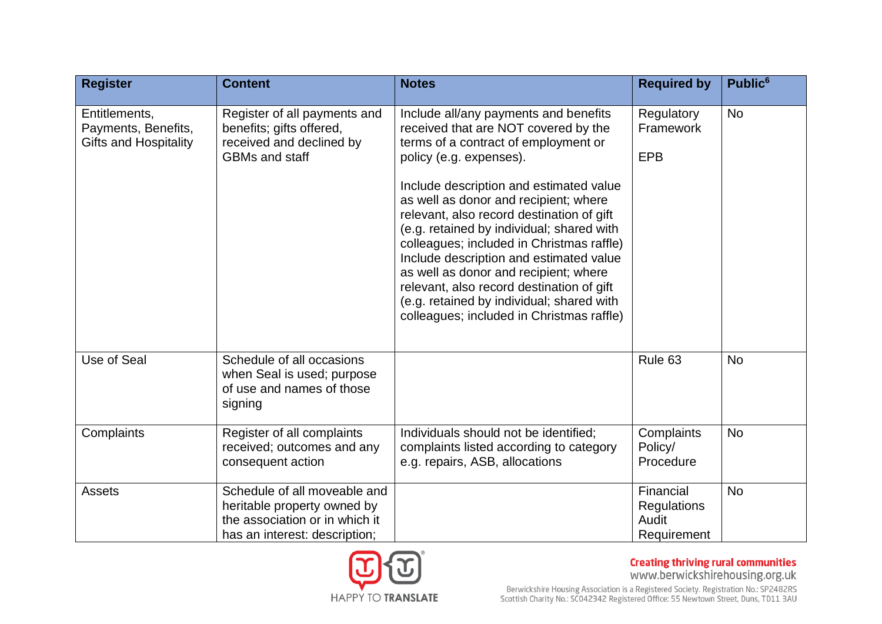| Register | Content | Notes | Required by | Public[6] |
|---|---|---|---|---|
| Entitlements, Payments, Benefits, Gifts and Hospitality | Register of all payments and benefits; gifts offered, received and declined by GBMs and staff | Include all/any payments and benefits received that are NOT covered by the terms of a contract of employment or policy (e.g. expenses).<br><br>Include description and estimated value as well as donor and recipient; where relevant, also record destination of gift (e.g. retained by individual; shared with colleagues; included in Christmas raffle) Include description and estimated value as well as donor and recipient; where relevant, also record destination of gift (e.g. retained by individual; shared with colleagues; included in Christmas raffle) | Regulatory Framework<br><br>EPB | No |
| Use of Seal | Schedule of all occasions when Seal is used; purpose of use and names of those signing | | Rule 63 | No |
| Complaints | Register of all complaints received; outcomes and any consequent action | Individuals should not be identified; complaints listed according to category e.g. repairs, ASB, allocations | Complaints Policy/ Procedure | No |
| Assets | Schedule of all moveable and heritable property owned by the association or in which it has an interest: description; | | Financial Regulations Audit Requirement | No |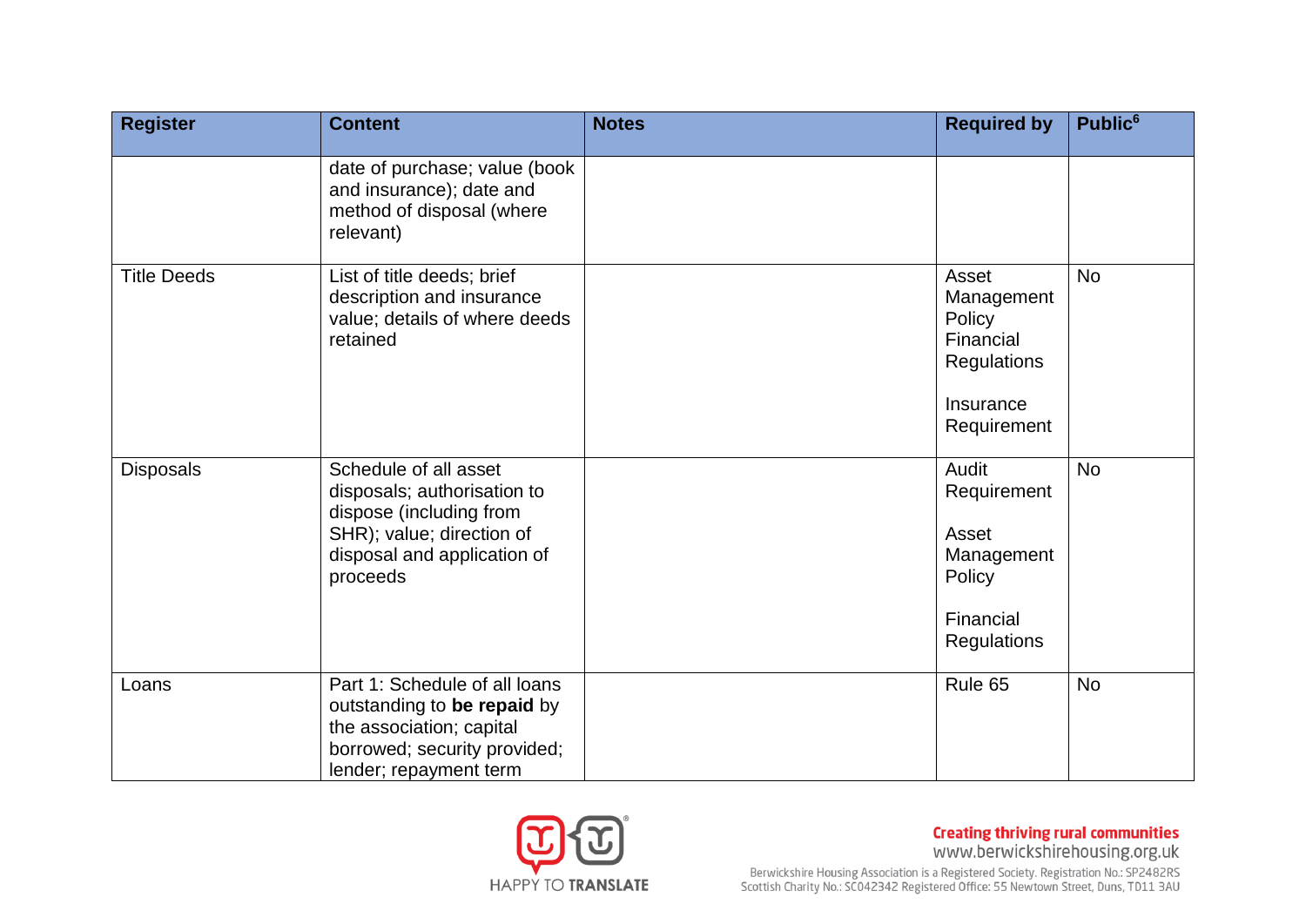| Register | Content | Notes | Required by | Public[6] |
|---|---|---|---|---|
| | date of purchase; value (book and insurance); date and method of disposal (where relevant) | | | |
| Title Deeds | List of title deeds; brief description and insurance value; details of where deeds retained | | Asset Management Policy Financial Regulations<br><br>Insurance Requirement | No |
| Disposals | Schedule of all asset disposals; authorisation to dispose (including from SHR); value; direction of disposal and application of proceeds | | Audit Requirement<br><br>Asset Management Policy<br><br>Financial Regulations | No |
| Loans | Part 1: Schedule of all loans outstanding to **be repaid** by the association; capital borrowed; security provided; lender; repayment term | | Rule 65 | No |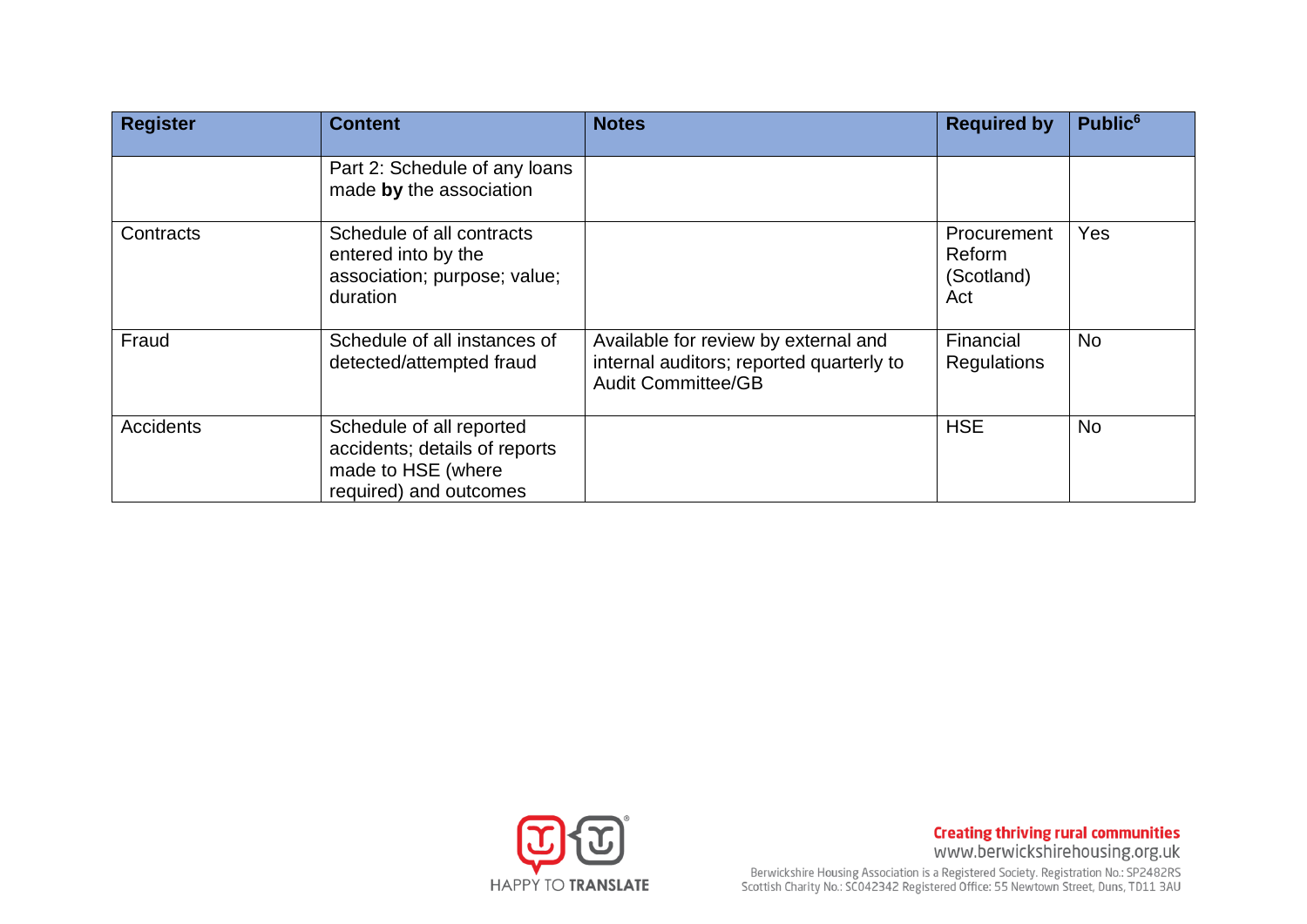| Register | Content | Notes | Required by | Public[6] |
|---|---|---|---|---|
| | Part 2: Schedule of any loans made **by** the association | | | |
| Contracts | Schedule of all contracts entered into by the association; purpose; value; duration | | Procurement Reform (Scotland) Act | Yes |
| Fraud | Schedule of all instances of detected/attempted fraud | Available for review by external and internal auditors; reported quarterly to Audit Committee/GB | Financial Regulations | No |
| Accidents | Schedule of all reported accidents; details of reports made to HSE (where required) and outcomes | | HSE | No |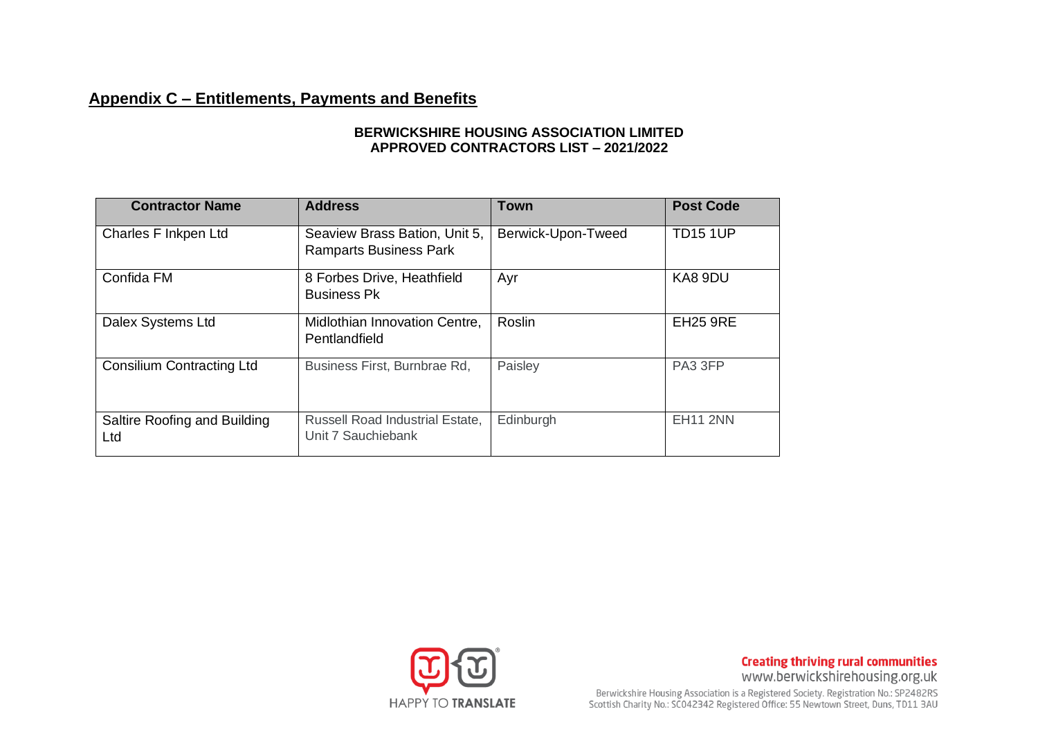## Appendix C – Entitlements, Payments and Benefits

**BERWICKSHIRE HOUSING ASSOCIATION LIMITED**
**APPROVED CONTRACTORS LIST – 2021/2022**

| Contractor Name | Address | Town | Post Code |
| --- | --- | --- | --- |
| Charles F Inkpen Ltd | Seaview Brass Bation, Unit 5, Ramparts Business Park | Berwick-Upon-Tweed | TD15 1UP |
| Confida FM | 8 Forbes Drive, Heathfield Business Pk | Ayr | KA8 9DU |
| Dalex Systems Ltd | Midlothian Innovation Centre, Pentlandfield | Roslin | EH25 9RE |
| Consilium Contracting Ltd | Business First, Burnbrae Rd, | Paisley | PA3 3FP |
| Saltire Roofing and Building Ltd | Russell Road Industrial Estate, Unit 7 Sauchiebank | Edinburgh | EH11 2NN |

HAPPY TO TRANSLATE

**Creating thriving rural communities**
www.berwickshirehousing.org.uk

Berwickshire Housing Association is a Registered Society. Registration No.: SP2482RS
Scottish Charity No.: SC042342 Registered Office: 55 Newtown Street, Duns, TD11 3AU